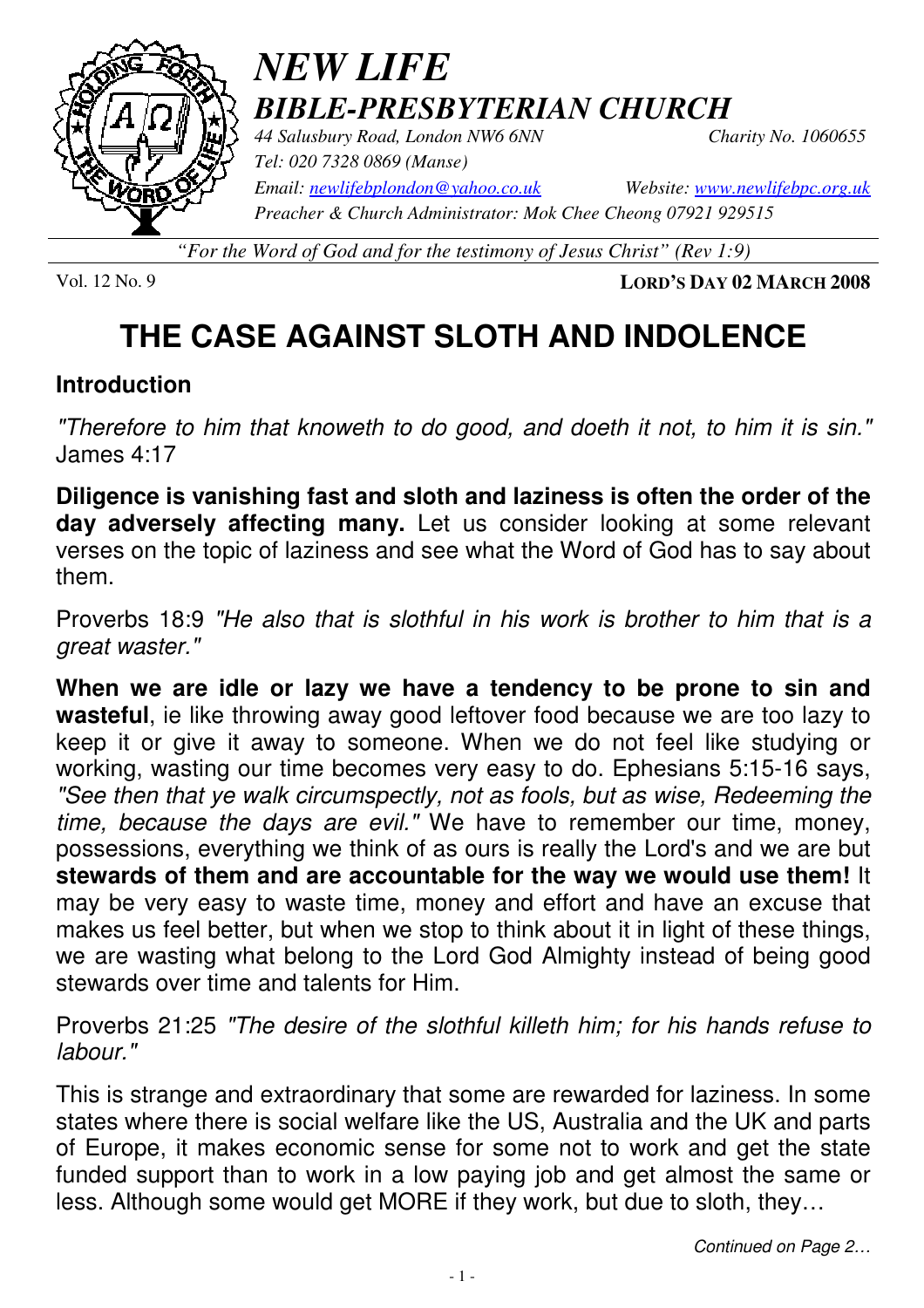# *NEW LIFE*
## *BIBLE-PRESBYTERIAN CHURCH*

*44 Salusbury Road, London NW6 6NN* *Charity No. 1060655*
*Tel: 020 7328 0869 (Manse)*
*Email: newlifebplondon@yahoo.co.uk* *Website: www.newlifebpc.org.uk*
*Preacher & Church Administrator: Mok Chee Cheong 07921 929515*

*"For the Word of God and for the testimony of Jesus Christ" (Rev 1:9)*

Vol. 12 No. 9 **LORD'S DAY 02 MARCH 2008**

# THE CASE AGAINST SLOTH AND INDOLENCE

## Introduction

*"Therefore to him that knoweth to do good, and doeth it not, to him it is sin."* James 4:17

**Diligence is vanishing fast and sloth and laziness is often the order of the day adversely affecting many.** Let us consider looking at some relevant verses on the topic of laziness and see what the Word of God has to say about them.

Proverbs 18:9 *"He also that is slothful in his work is brother to him that is a great waster."*

**When we are idle or lazy we have a tendency to be prone to sin and wasteful**, ie like throwing away good leftover food because we are too lazy to keep it or give it away to someone. When we do not feel like studying or working, wasting our time becomes very easy to do. Ephesians 5:15-16 says, *"See then that ye walk circumspectly, not as fools, but as wise, Redeeming the time, because the days are evil."* We have to remember our time, money, possessions, everything we think of as ours is really the Lord's and we are but **stewards of them and are accountable for the way we would use them!** It may be very easy to waste time, money and effort and have an excuse that makes us feel better, but when we stop to think about it in light of these things, we are wasting what belong to the Lord God Almighty instead of being good stewards over time and talents for Him.

Proverbs 21:25 *"The desire of the slothful killeth him; for his hands refuse to labour."*

This is strange and extraordinary that some are rewarded for laziness. In some states where there is social welfare like the US, Australia and the UK and parts of Europe, it makes economic sense for some not to work and get the state funded support than to work in a low paying job and get almost the same or less. Although some would get MORE if they work, but due to sloth, they…

*Continued on Page 2…*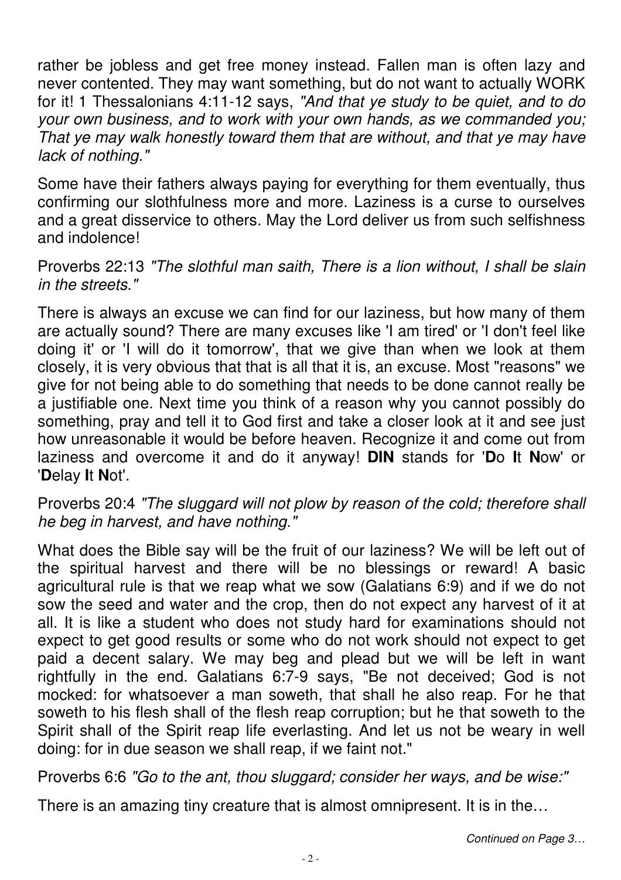rather be jobless and get free money instead. Fallen man is often lazy and never contented. They may want something, but do not want to actually WORK for it! 1 Thessalonians 4:11-12 says, *"And that ye study to be quiet, and to do your own business, and to work with your own hands, as we commanded you; That ye may walk honestly toward them that are without, and that ye may have lack of nothing."*

Some have their fathers always paying for everything for them eventually, thus confirming our slothfulness more and more. Laziness is a curse to ourselves and a great disservice to others. May the Lord deliver us from such selfishness and indolence!

Proverbs 22:13 *"The slothful man saith, There is a lion without, I shall be slain in the streets."*

There is always an excuse we can find for our laziness, but how many of them are actually sound? There are many excuses like 'I am tired' or 'I don't feel like doing it' or 'I will do it tomorrow', that we give than when we look at them closely, it is very obvious that that is all that it is, an excuse. Most "reasons" we give for not being able to do something that needs to be done cannot really be a justifiable one. Next time you think of a reason why you cannot possibly do something, pray and tell it to God first and take a closer look at it and see just how unreasonable it would be before heaven. Recognize it and come out from laziness and overcome it and do it anyway! **DIN** stands for '**D**o **I**t **N**ow' or '**D**elay **I**t **N**ot'.

Proverbs 20:4 *"The sluggard will not plow by reason of the cold; therefore shall he beg in harvest, and have nothing."*

What does the Bible say will be the fruit of our laziness? We will be left out of the spiritual harvest and there will be no blessings or reward! A basic agricultural rule is that we reap what we sow (Galatians 6:9) and if we do not sow the seed and water and the crop, then do not expect any harvest of it at all. It is like a student who does not study hard for examinations should not expect to get good results or some who do not work should not expect to get paid a decent salary. We may beg and plead but we will be left in want rightfully in the end. Galatians 6:7-9 says, "Be not deceived; God is not mocked: for whatsoever a man soweth, that shall he also reap. For he that soweth to his flesh shall of the flesh reap corruption; but he that soweth to the Spirit shall of the Spirit reap life everlasting. And let us not be weary in well doing: for in due season we shall reap, if we faint not."

Proverbs 6:6 *"Go to the ant, thou sluggard; consider her ways, and be wise:"*

There is an amazing tiny creature that is almost omnipresent. It is in the…

*Continued on Page 3…*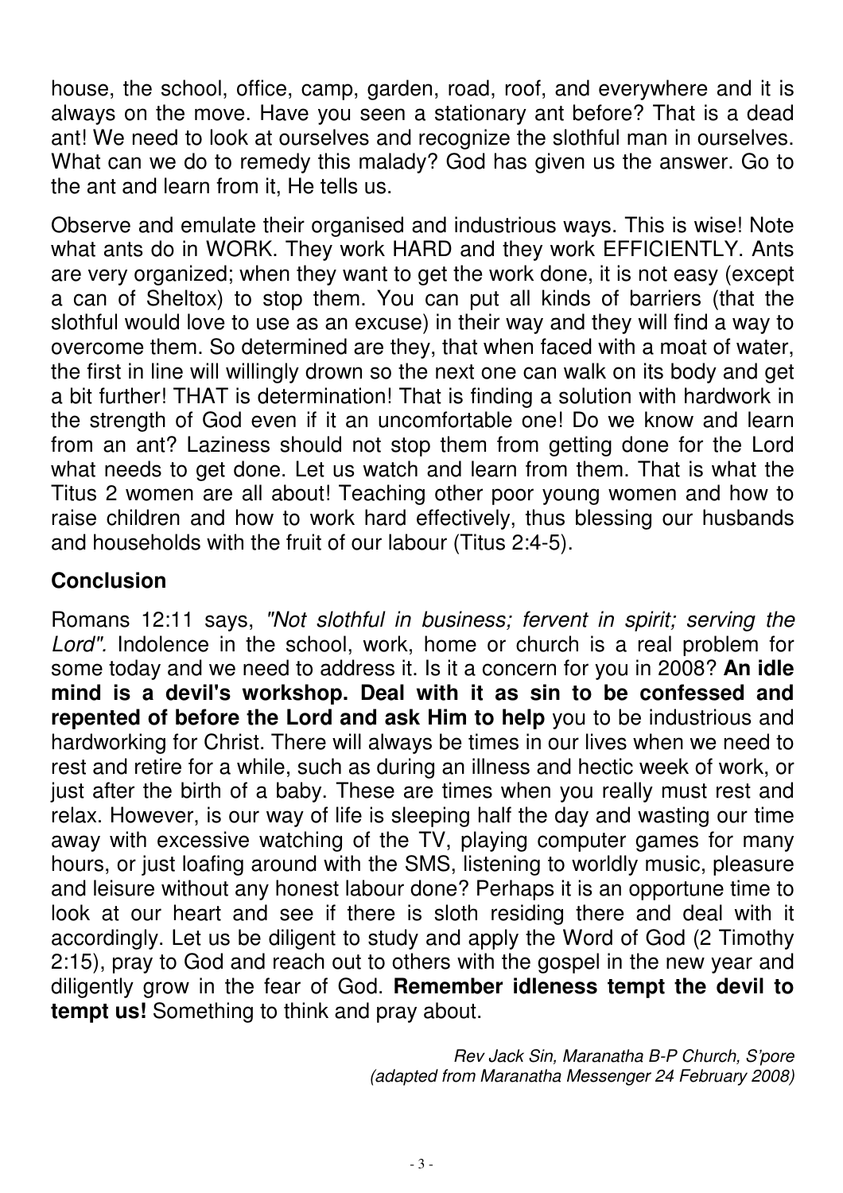house, the school, office, camp, garden, road, roof, and everywhere and it is always on the move. Have you seen a stationary ant before? That is a dead ant! We need to look at ourselves and recognize the slothful man in ourselves. What can we do to remedy this malady? God has given us the answer. Go to the ant and learn from it, He tells us.

Observe and emulate their organised and industrious ways. This is wise! Note what ants do in WORK. They work HARD and they work EFFICIENTLY. Ants are very organized; when they want to get the work done, it is not easy (except a can of Sheltox) to stop them. You can put all kinds of barriers (that the slothful would love to use as an excuse) in their way and they will find a way to overcome them. So determined are they, that when faced with a moat of water, the first in line will willingly drown so the next one can walk on its body and get a bit further! THAT is determination! That is finding a solution with hardwork in the strength of God even if it an uncomfortable one! Do we know and learn from an ant? Laziness should not stop them from getting done for the Lord what needs to get done. Let us watch and learn from them. That is what the Titus 2 women are all about! Teaching other poor young women and how to raise children and how to work hard effectively, thus blessing our husbands and households with the fruit of our labour (Titus 2:4-5).

## Conclusion

Romans 12:11 says, *"Not slothful in business; fervent in spirit; serving the Lord".* Indolence in the school, work, home or church is a real problem for some today and we need to address it. Is it a concern for you in 2008? **An idle mind is a devil's workshop. Deal with it as sin to be confessed and repented of before the Lord and ask Him to help** you to be industrious and hardworking for Christ. There will always be times in our lives when we need to rest and retire for a while, such as during an illness and hectic week of work, or just after the birth of a baby. These are times when you really must rest and relax. However, is our way of life is sleeping half the day and wasting our time away with excessive watching of the TV, playing computer games for many hours, or just loafing around with the SMS, listening to worldly music, pleasure and leisure without any honest labour done? Perhaps it is an opportune time to look at our heart and see if there is sloth residing there and deal with it accordingly. Let us be diligent to study and apply the Word of God (2 Timothy 2:15), pray to God and reach out to others with the gospel in the new year and diligently grow in the fear of God. **Remember idleness tempt the devil to tempt us!** Something to think and pray about.

*Rev Jack Sin, Maranatha B-P Church, S'pore*
*(adapted from Maranatha Messenger 24 February 2008)*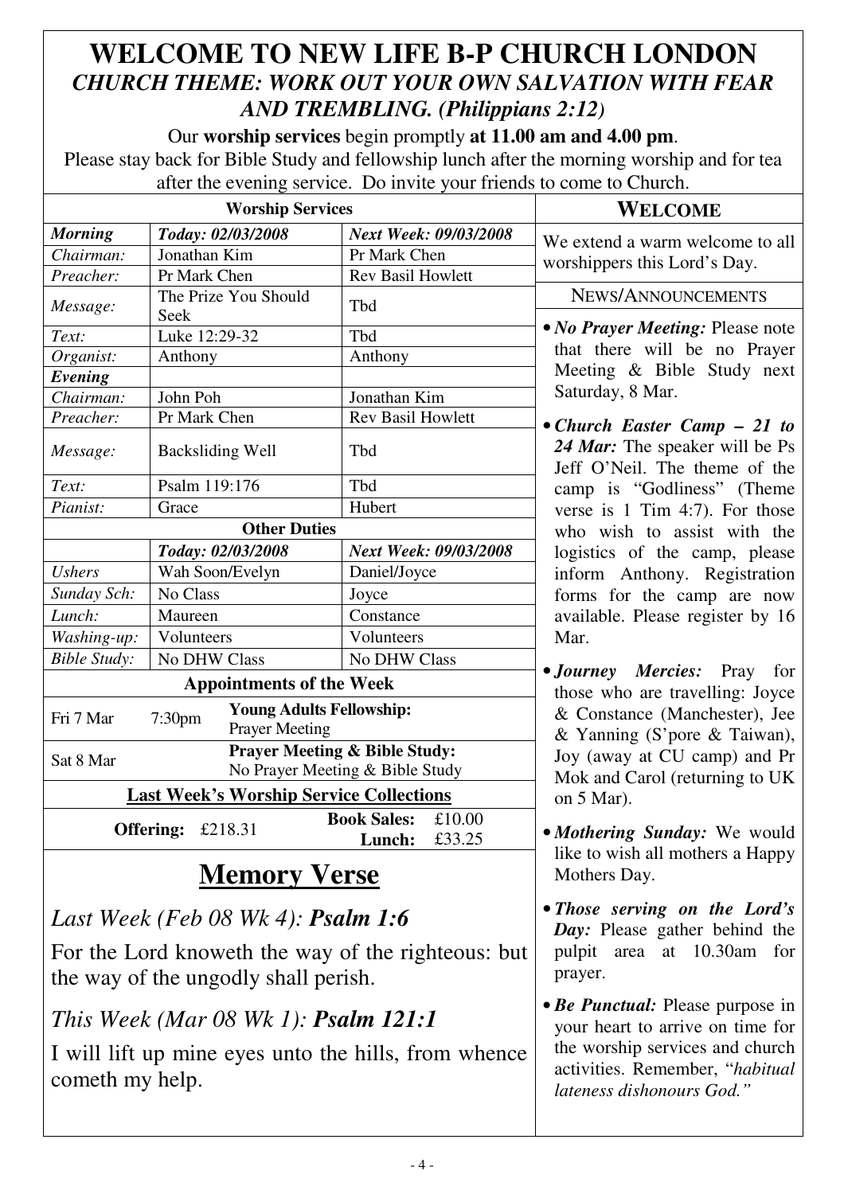# WELCOME TO NEW LIFE B-P CHURCH LONDON

## *CHURCH THEME: WORK OUT YOUR OWN SALVATION WITH FEAR AND TREMBLING. (Philippians 2:12)*

Our **worship services** begin promptly **at 11.00 am and 4.00 pm**.

Please stay back for Bible Study and fellowship lunch after the morning worship and for tea after the evening service. Do invite your friends to come to Church.

| Worship Services | | |
|---|---|---|
| ***Morning*** | ***Today: 02/03/2008*** | ***Next Week: 09/03/2008*** |
| *Chairman:* | Jonathan Kim | Pr Mark Chen |
| *Preacher:* | Pr Mark Chen | Rev Basil Howlett |
| *Message:* | The Prize You Should Seek | Tbd |
| *Text:* | Luke 12:29-32 | Tbd |
| *Organist:* | Anthony | Anthony |
| ***Evening*** | | |
| *Chairman:* | John Poh | Jonathan Kim |
| *Preacher:* | Pr Mark Chen | Rev Basil Howlett |
| *Message:* | Backsliding Well | Tbd |
| *Text:* | Psalm 119:176 | Tbd |
| *Pianist:* | Grace | Hubert |
| **Other Duties** | | |
| | ***Today: 02/03/2008*** | ***Next Week: 09/03/2008*** |
| *Ushers* | Wah Soon/Evelyn | Daniel/Joyce |
| *Sunday Sch:* | No Class | Joyce |
| *Lunch:* | Maureen | Constance |
| *Washing-up:* | Volunteers | Volunteers |
| *Bible Study:* | No DHW Class | No DHW Class |

| Appointments of the Week | | |
|---|---|---|
| Fri 7 Mar | 7:30pm | **Young Adults Fellowship:** Prayer Meeting |
| Sat 8 Mar | | **Prayer Meeting & Bible Study:** No Prayer Meeting & Bible Study |

| Last Week's Worship Service Collections | |
|---|---|
| **Offering:** £218.31 | **Book Sales:** £10.00 **Lunch:** £33.25 |

# Memory Verse

*Last Week (Feb 08 Wk 4): **Psalm 1:6***

For the Lord knoweth the way of the righteous: but the way of the ungodly shall perish.

*This Week (Mar 08 Wk 1): **Psalm 121:1***

I will lift up mine eyes unto the hills, from whence cometh my help.

## WELCOME

We extend a warm welcome to all worshippers this Lord's Day.

## NEWS/ANNOUNCEMENTS

- ***No Prayer Meeting:*** Please note that there will be no Prayer Meeting & Bible Study next Saturday, 8 Mar.
- ***Church Easter Camp – 21 to 24 Mar:*** The speaker will be Ps Jeff O'Neil. The theme of the camp is "Godliness" (Theme verse is 1 Tim 4:7). For those who wish to assist with the logistics of the camp, please inform Anthony. Registration forms for the camp are now available. Please register by 16 Mar.
- ***Journey Mercies:*** Pray for those who are travelling: Joyce & Constance (Manchester), Jee & Yanning (S'pore & Taiwan), Joy (away at CU camp) and Pr Mok and Carol (returning to UK on 5 Mar).
- ***Mothering Sunday:*** We would like to wish all mothers a Happy Mothers Day.
- ***Those serving on the Lord's Day:*** Please gather behind the pulpit area at 10.30am for prayer.
- ***Be Punctual:*** Please purpose in your heart to arrive on time for the worship services and church activities. Remember, "*habitual lateness dishonours God."*